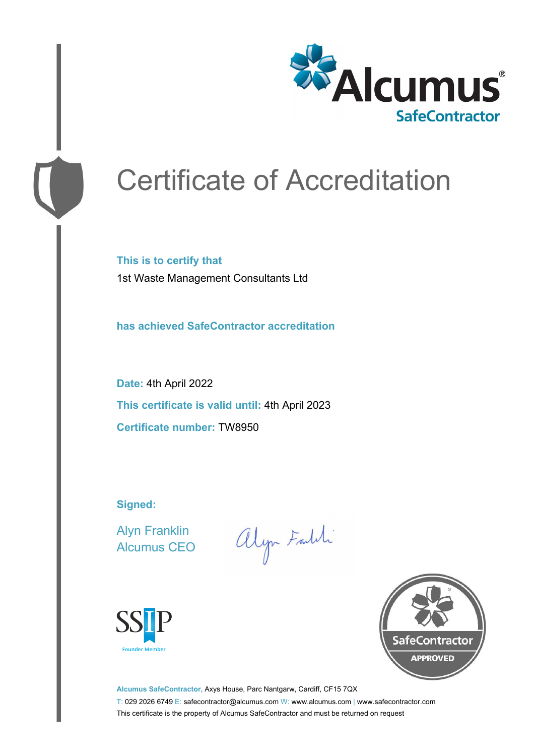Alcumus®
SafeContractor

# Certificate of Accreditation

**This is to certify that**

1st Waste Management Consultants Ltd

**has achieved SafeContractor accreditation**

**Date:** 4th April 2022

**This certificate is valid until:** 4th April 2023

**Certificate number:** TW8950

**Signed:**

Alyn Franklin
Alcumus CEO

SSIP
Founder Member

SafeContractor
APPROVED

**Alcumus SafeContractor,** Axys House, Parc Nantgarw, Cardiff, CF15 7QX

T: 029 2026 6749 E: safecontractor@alcumus.com W: www.alcumus.com | www.safecontractor.com

This certificate is the property of Alcumus SafeContractor and must be returned on request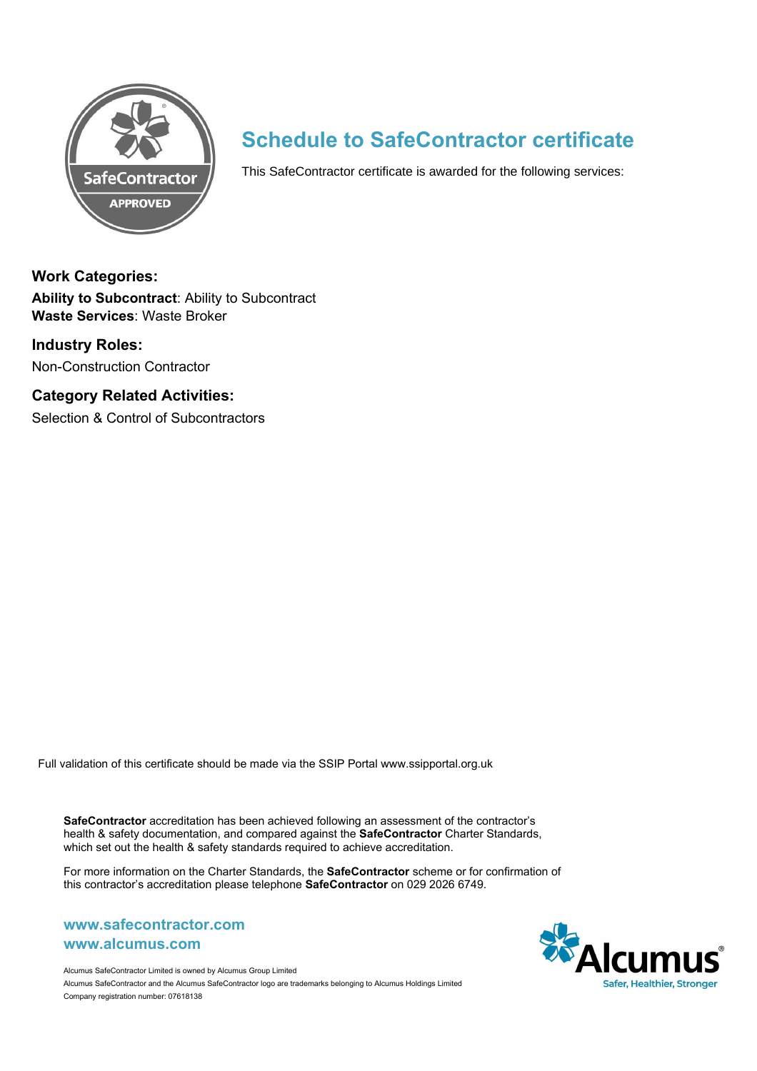# Schedule to SafeContractor certificate

This SafeContractor certificate is awarded for the following services:

## Work Categories:

**Ability to Subcontract**: Ability to Subcontract
**Waste Services**: Waste Broker

## Industry Roles:

Non-Construction Contractor

## Category Related Activities:

Selection & Control of Subcontractors

Full validation of this certificate should be made via the SSIP Portal www.ssipportal.org.uk

**SafeContractor** accreditation has been achieved following an assessment of the contractor's health & safety documentation, and compared against the **SafeContractor** Charter Standards, which set out the health & safety standards required to achieve accreditation.

For more information on the Charter Standards, the **SafeContractor** scheme or for confirmation of this contractor's accreditation please telephone **SafeContractor** on 029 2026 6749.

**www.safecontractor.com**
**www.alcumus.com**

Alcumus SafeContractor Limited is owned by Alcumus Group Limited
Alcumus SafeContractor and the Alcumus SafeContractor logo are trademarks belonging to Alcumus Holdings Limited
Company registration number: 07618138

Alcumus®
Safer, Healthier, Stronger